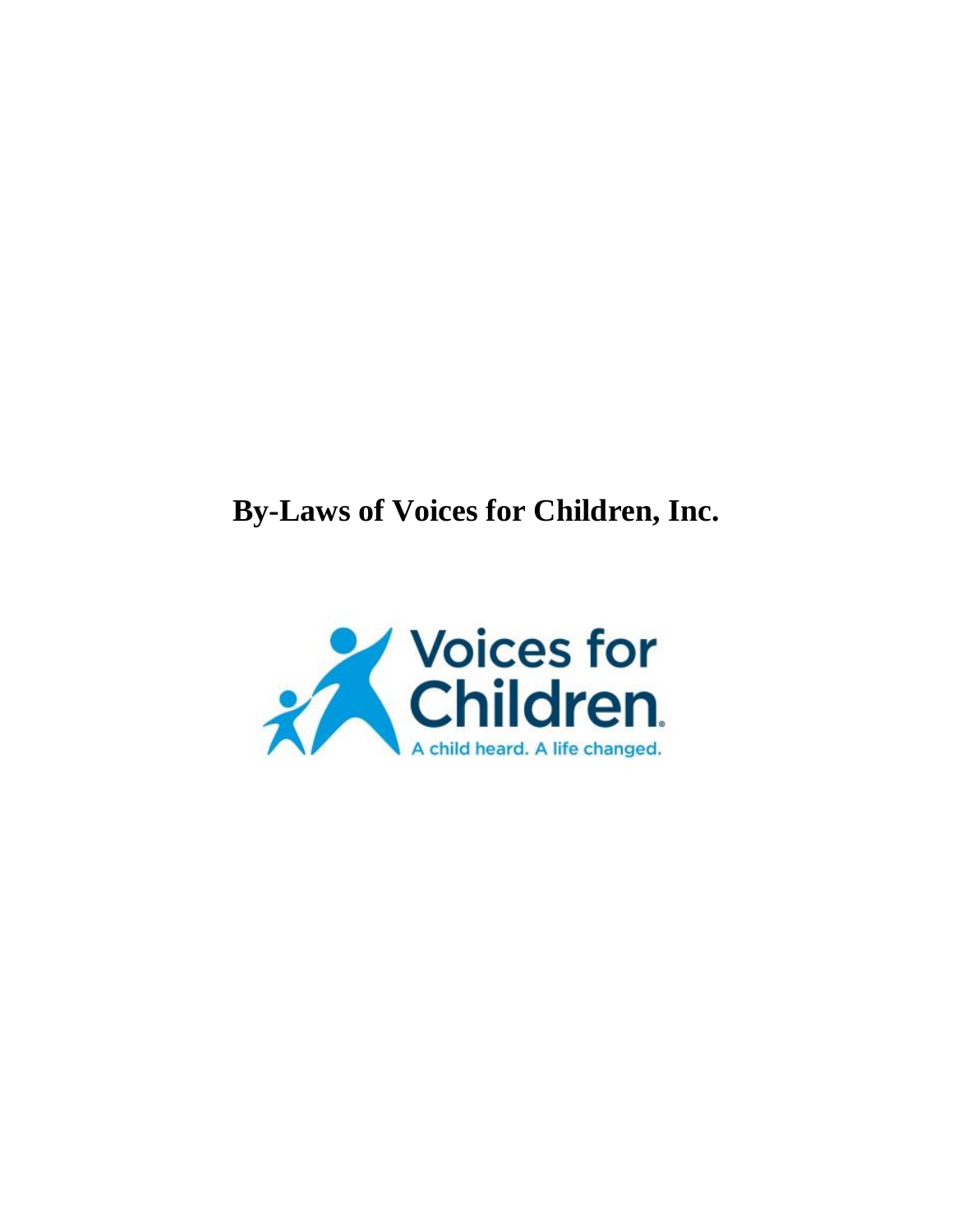# By-Laws of Voices for Children, Inc.

Voices for Children

A child heard. A life changed.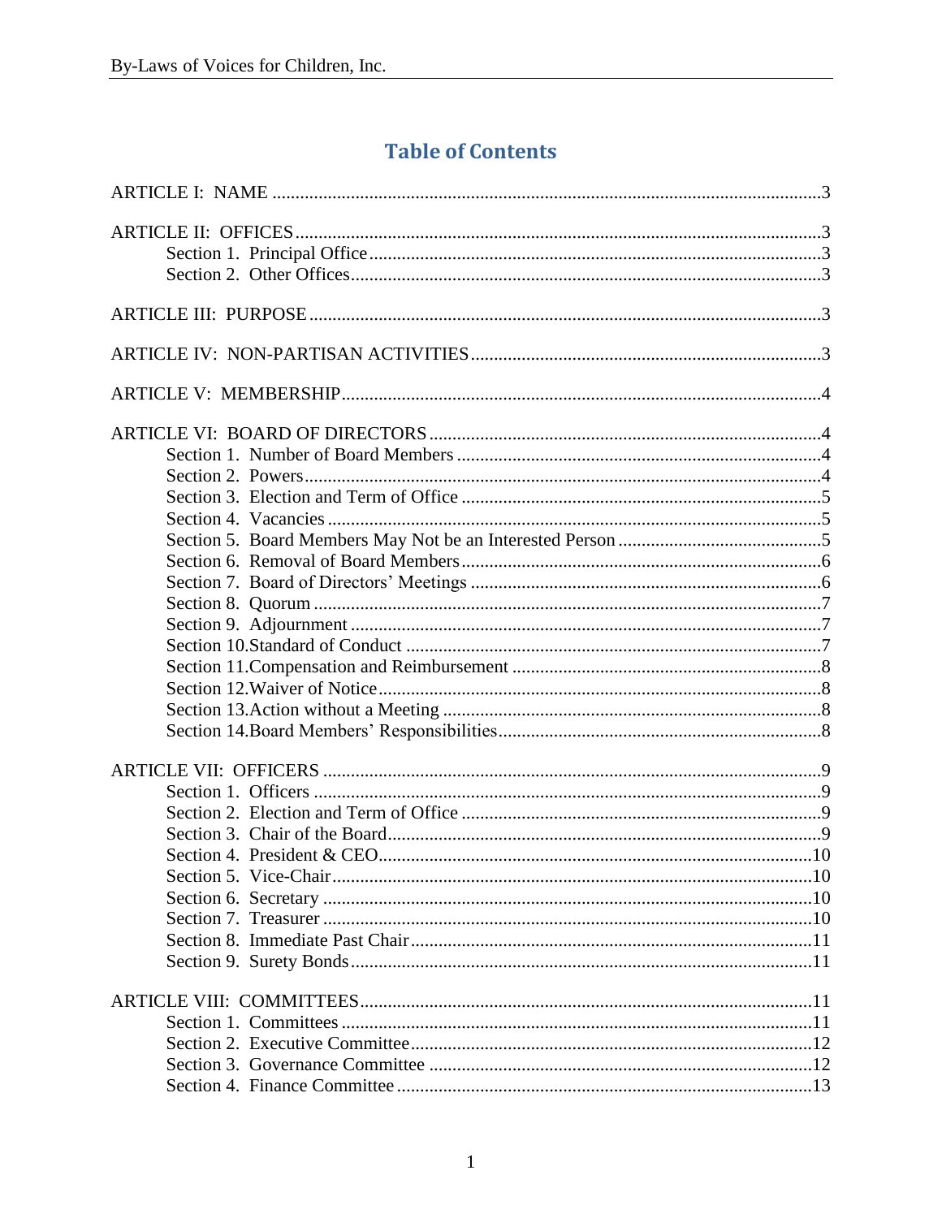# Table of Contents

ARTICLE I: NAME .....3

ARTICLE II: OFFICES .....3
- Section 1. Principal Office .....3
- Section 2. Other Offices .....3

ARTICLE III: PURPOSE .....3

ARTICLE IV: NON-PARTISAN ACTIVITIES .....3

ARTICLE V: MEMBERSHIP .....4

ARTICLE VI: BOARD OF DIRECTORS .....4
- Section 1. Number of Board Members .....4
- Section 2. Powers .....4
- Section 3. Election and Term of Office .....5
- Section 4. Vacancies .....5
- Section 5. Board Members May Not be an Interested Person .....5
- Section 6. Removal of Board Members .....6
- Section 7. Board of Directors' Meetings .....6
- Section 8. Quorum .....7
- Section 9. Adjournment .....7
- Section 10. Standard of Conduct .....7
- Section 11. Compensation and Reimbursement .....8
- Section 12. Waiver of Notice .....8
- Section 13. Action without a Meeting .....8
- Section 14. Board Members' Responsibilities .....8

ARTICLE VII: OFFICERS .....9
- Section 1. Officers .....9
- Section 2. Election and Term of Office .....9
- Section 3. Chair of the Board .....9
- Section 4. President & CEO .....10
- Section 5. Vice-Chair .....10
- Section 6. Secretary .....10
- Section 7. Treasurer .....10
- Section 8. Immediate Past Chair .....11
- Section 9. Surety Bonds .....11

ARTICLE VIII: COMMITTEES .....11
- Section 1. Committees .....11
- Section 2. Executive Committee .....12
- Section 3. Governance Committee .....12
- Section 4. Finance Committee .....13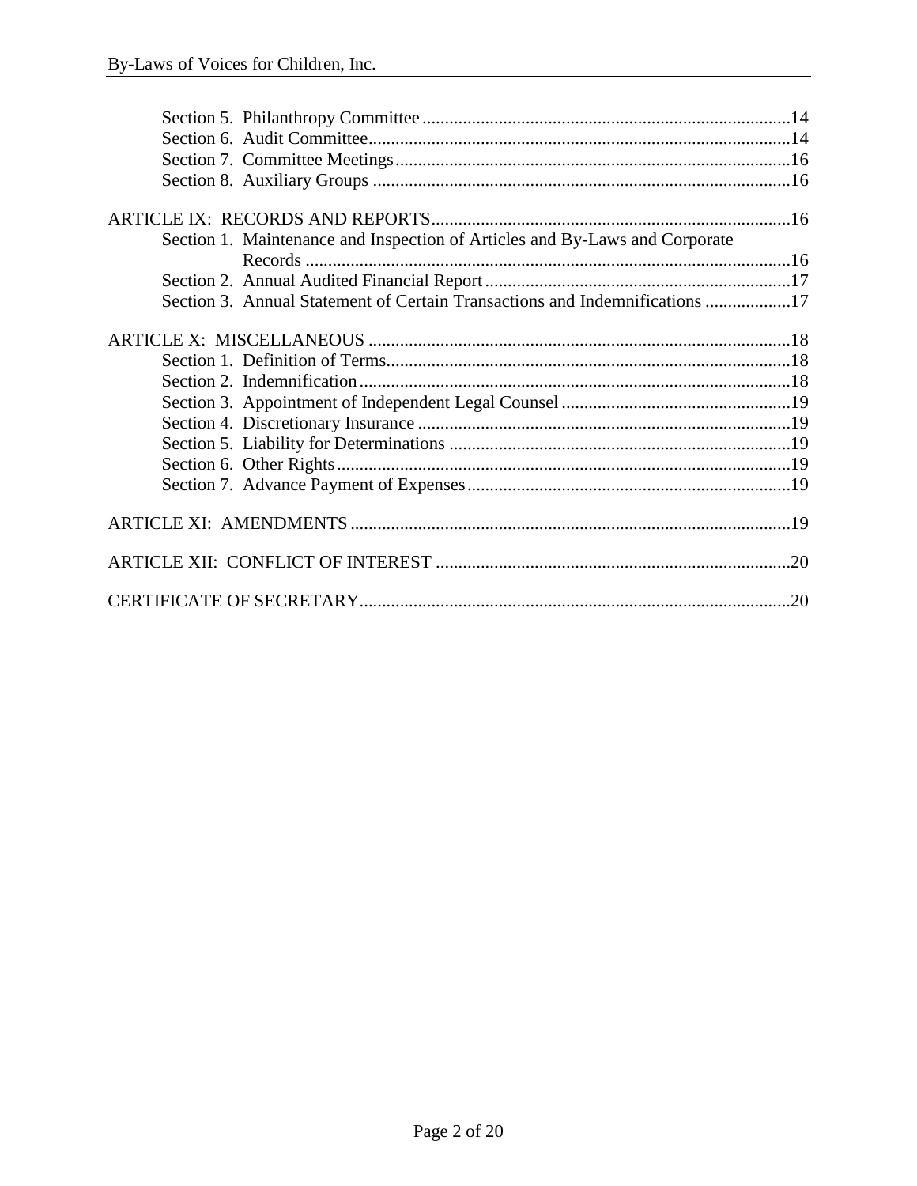Section 5. Philanthropy Committee .....14
Section 6. Audit Committee .....14
Section 7. Committee Meetings .....16
Section 8. Auxiliary Groups .....16

ARTICLE IX: RECORDS AND REPORTS .....16
Section 1. Maintenance and Inspection of Articles and By-Laws and Corporate Records .....16
Section 2. Annual Audited Financial Report .....17
Section 3. Annual Statement of Certain Transactions and Indemnifications .....17

ARTICLE X: MISCELLANEOUS .....18
Section 1. Definition of Terms .....18
Section 2. Indemnification .....18
Section 3. Appointment of Independent Legal Counsel .....19
Section 4. Discretionary Insurance .....19
Section 5. Liability for Determinations .....19
Section 6. Other Rights .....19
Section 7. Advance Payment of Expenses .....19

ARTICLE XI: AMENDMENTS .....19

ARTICLE XII: CONFLICT OF INTEREST .....20

CERTIFICATE OF SECRETARY .....20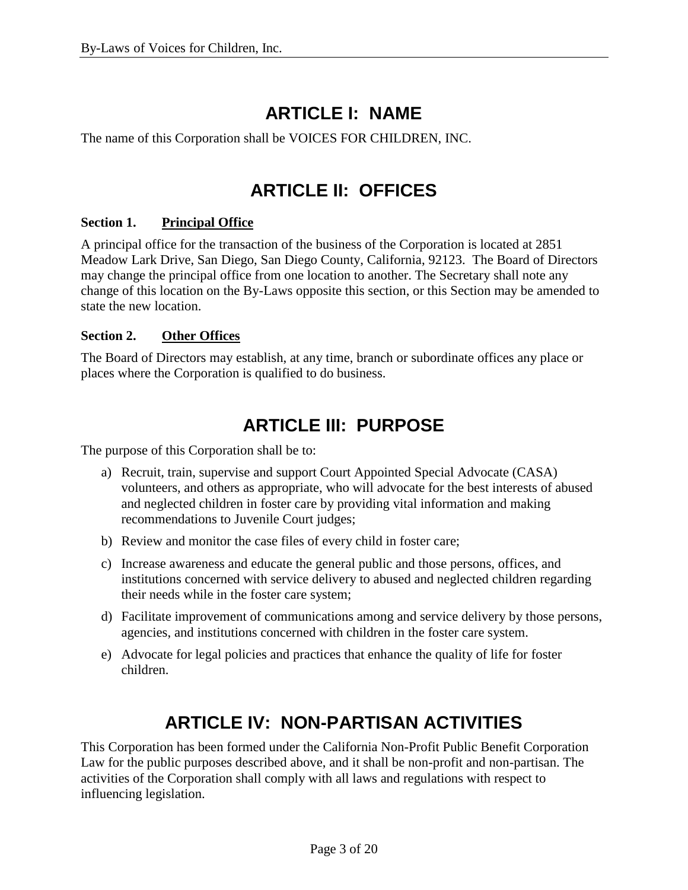# ARTICLE I: NAME

The name of this Corporation shall be VOICES FOR CHILDREN, INC.

# ARTICLE II: OFFICES

**Section 1. <u>Principal Office</u>**

A principal office for the transaction of the business of the Corporation is located at 2851 Meadow Lark Drive, San Diego, San Diego County, California, 92123. The Board of Directors may change the principal office from one location to another. The Secretary shall note any change of this location on the By-Laws opposite this section, or this Section may be amended to state the new location.

**Section 2. <u>Other Offices</u>**

The Board of Directors may establish, at any time, branch or subordinate offices any place or places where the Corporation is qualified to do business.

# ARTICLE III: PURPOSE

The purpose of this Corporation shall be to:

a) Recruit, train, supervise and support Court Appointed Special Advocate (CASA) volunteers, and others as appropriate, who will advocate for the best interests of abused and neglected children in foster care by providing vital information and making recommendations to Juvenile Court judges;

b) Review and monitor the case files of every child in foster care;

c) Increase awareness and educate the general public and those persons, offices, and institutions concerned with service delivery to abused and neglected children regarding their needs while in the foster care system;

d) Facilitate improvement of communications among and service delivery by those persons, agencies, and institutions concerned with children in the foster care system.

e) Advocate for legal policies and practices that enhance the quality of life for foster children.

# ARTICLE IV: NON-PARTISAN ACTIVITIES

This Corporation has been formed under the California Non-Profit Public Benefit Corporation Law for the public purposes described above, and it shall be non-profit and non-partisan. The activities of the Corporation shall comply with all laws and regulations with respect to influencing legislation.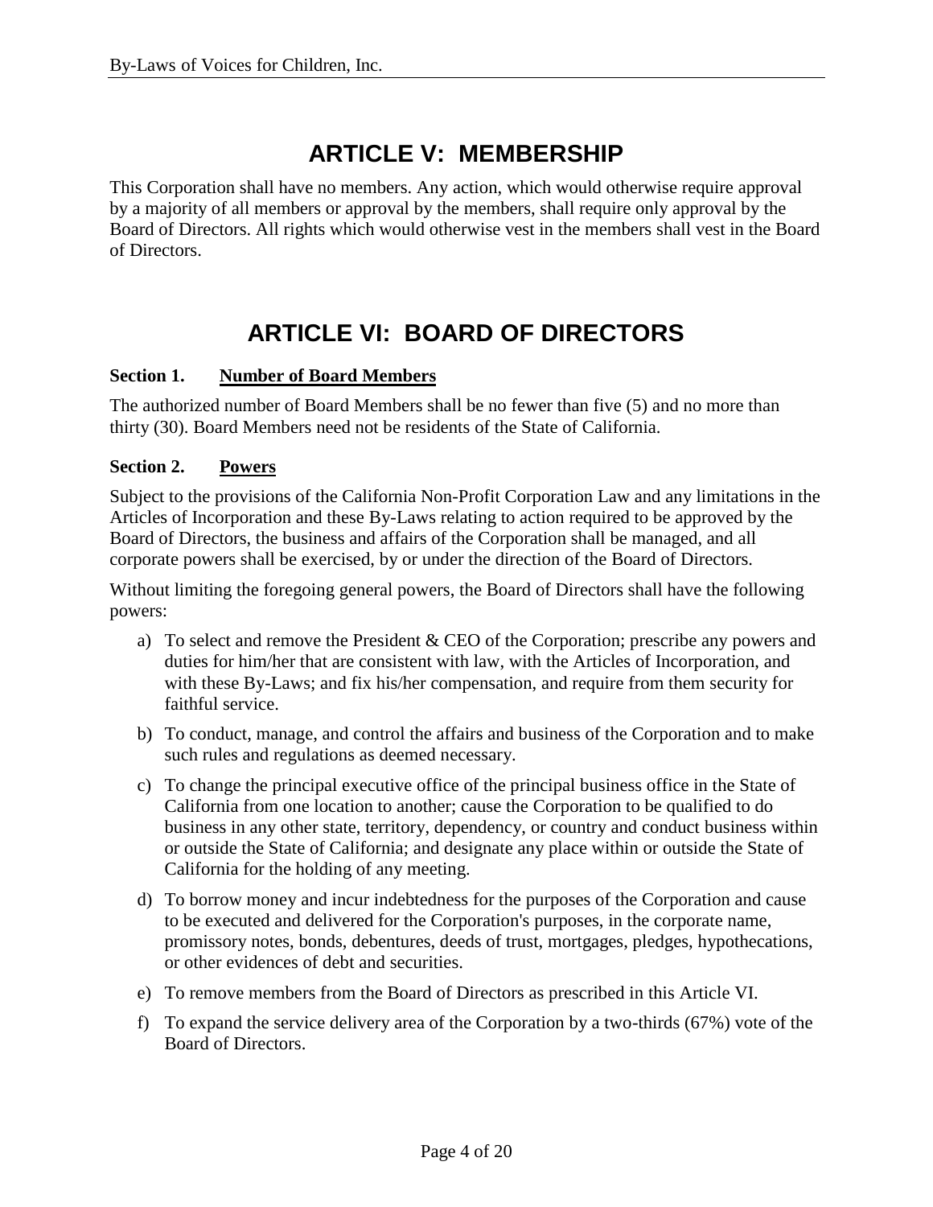# ARTICLE V: MEMBERSHIP

This Corporation shall have no members. Any action, which would otherwise require approval by a majority of all members or approval by the members, shall require only approval by the Board of Directors. All rights which would otherwise vest in the members shall vest in the Board of Directors.

# ARTICLE VI: BOARD OF DIRECTORS

**Section 1. Number of Board Members**

The authorized number of Board Members shall be no fewer than five (5) and no more than thirty (30). Board Members need not be residents of the State of California.

**Section 2. Powers**

Subject to the provisions of the California Non-Profit Corporation Law and any limitations in the Articles of Incorporation and these By-Laws relating to action required to be approved by the Board of Directors, the business and affairs of the Corporation shall be managed, and all corporate powers shall be exercised, by or under the direction of the Board of Directors.

Without limiting the foregoing general powers, the Board of Directors shall have the following powers:

a) To select and remove the President & CEO of the Corporation; prescribe any powers and duties for him/her that are consistent with law, with the Articles of Incorporation, and with these By-Laws; and fix his/her compensation, and require from them security for faithful service.

b) To conduct, manage, and control the affairs and business of the Corporation and to make such rules and regulations as deemed necessary.

c) To change the principal executive office of the principal business office in the State of California from one location to another; cause the Corporation to be qualified to do business in any other state, territory, dependency, or country and conduct business within or outside the State of California; and designate any place within or outside the State of California for the holding of any meeting.

d) To borrow money and incur indebtedness for the purposes of the Corporation and cause to be executed and delivered for the Corporation's purposes, in the corporate name, promissory notes, bonds, debentures, deeds of trust, mortgages, pledges, hypothecations, or other evidences of debt and securities.

e) To remove members from the Board of Directors as prescribed in this Article VI.

f) To expand the service delivery area of the Corporation by a two-thirds (67%) vote of the Board of Directors.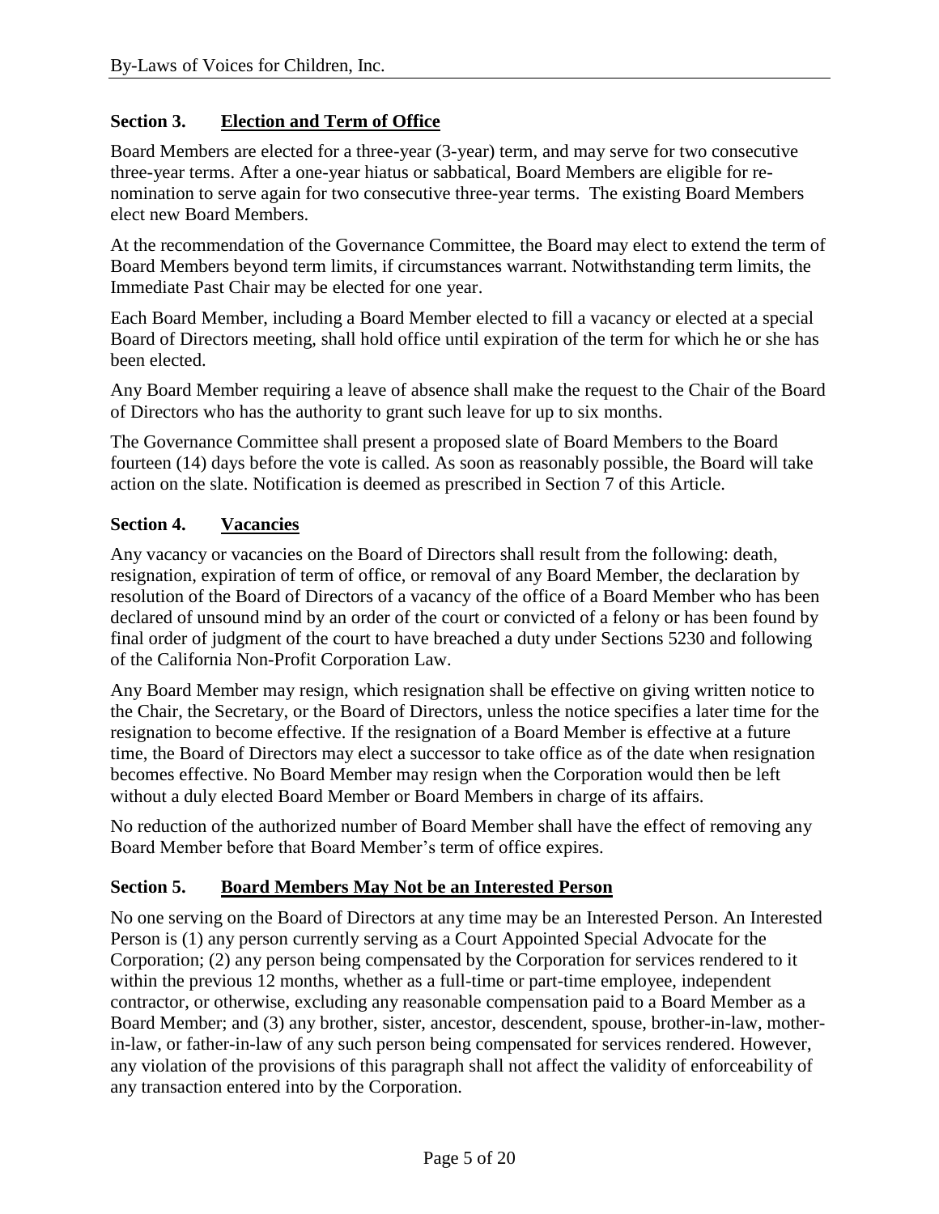## Section 3. Election and Term of Office

Board Members are elected for a three-year (3-year) term, and may serve for two consecutive three-year terms. After a one-year hiatus or sabbatical, Board Members are eligible for re-nomination to serve again for two consecutive three-year terms. The existing Board Members elect new Board Members.

At the recommendation of the Governance Committee, the Board may elect to extend the term of Board Members beyond term limits, if circumstances warrant. Notwithstanding term limits, the Immediate Past Chair may be elected for one year.

Each Board Member, including a Board Member elected to fill a vacancy or elected at a special Board of Directors meeting, shall hold office until expiration of the term for which he or she has been elected.

Any Board Member requiring a leave of absence shall make the request to the Chair of the Board of Directors who has the authority to grant such leave for up to six months.

The Governance Committee shall present a proposed slate of Board Members to the Board fourteen (14) days before the vote is called. As soon as reasonably possible, the Board will take action on the slate. Notification is deemed as prescribed in Section 7 of this Article.

## Section 4. Vacancies

Any vacancy or vacancies on the Board of Directors shall result from the following: death, resignation, expiration of term of office, or removal of any Board Member, the declaration by resolution of the Board of Directors of a vacancy of the office of a Board Member who has been declared of unsound mind by an order of the court or convicted of a felony or has been found by final order of judgment of the court to have breached a duty under Sections 5230 and following of the California Non-Profit Corporation Law.

Any Board Member may resign, which resignation shall be effective on giving written notice to the Chair, the Secretary, or the Board of Directors, unless the notice specifies a later time for the resignation to become effective. If the resignation of a Board Member is effective at a future time, the Board of Directors may elect a successor to take office as of the date when resignation becomes effective. No Board Member may resign when the Corporation would then be left without a duly elected Board Member or Board Members in charge of its affairs.

No reduction of the authorized number of Board Member shall have the effect of removing any Board Member before that Board Member's term of office expires.

## Section 5. Board Members May Not be an Interested Person

No one serving on the Board of Directors at any time may be an Interested Person. An Interested Person is (1) any person currently serving as a Court Appointed Special Advocate for the Corporation; (2) any person being compensated by the Corporation for services rendered to it within the previous 12 months, whether as a full-time or part-time employee, independent contractor, or otherwise, excluding any reasonable compensation paid to a Board Member as a Board Member; and (3) any brother, sister, ancestor, descendent, spouse, brother-in-law, mother-in-law, or father-in-law of any such person being compensated for services rendered. However, any violation of the provisions of this paragraph shall not affect the validity of enforceability of any transaction entered into by the Corporation.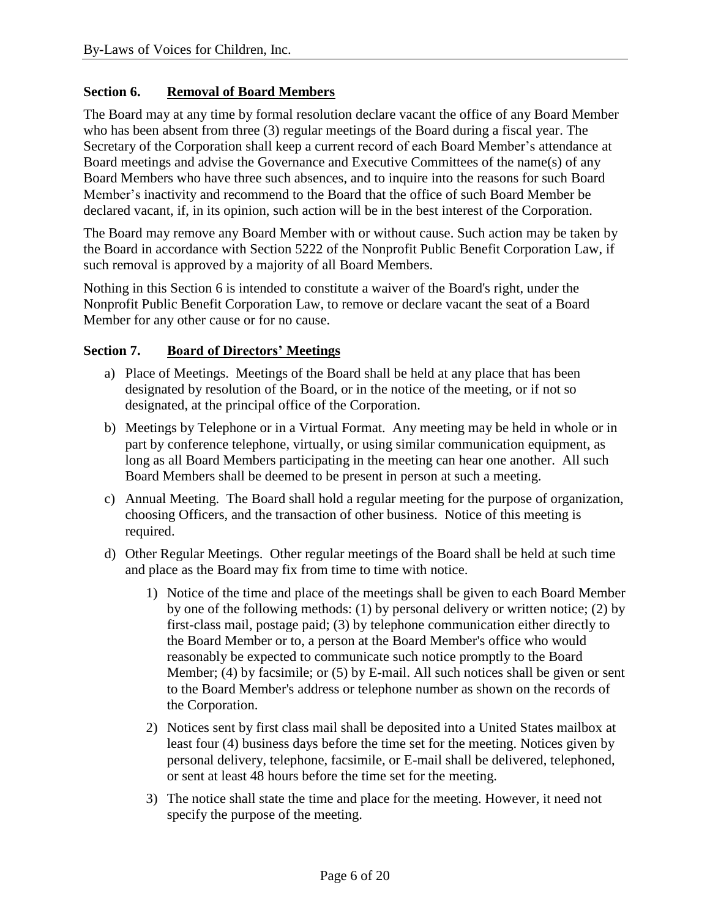### Section 6. Removal of Board Members

The Board may at any time by formal resolution declare vacant the office of any Board Member who has been absent from three (3) regular meetings of the Board during a fiscal year. The Secretary of the Corporation shall keep a current record of each Board Member's attendance at Board meetings and advise the Governance and Executive Committees of the name(s) of any Board Members who have three such absences, and to inquire into the reasons for such Board Member's inactivity and recommend to the Board that the office of such Board Member be declared vacant, if, in its opinion, such action will be in the best interest of the Corporation.

The Board may remove any Board Member with or without cause. Such action may be taken by the Board in accordance with Section 5222 of the Nonprofit Public Benefit Corporation Law, if such removal is approved by a majority of all Board Members.

Nothing in this Section 6 is intended to constitute a waiver of the Board's right, under the Nonprofit Public Benefit Corporation Law, to remove or declare vacant the seat of a Board Member for any other cause or for no cause.

### Section 7. Board of Directors' Meetings

a) Place of Meetings. Meetings of the Board shall be held at any place that has been designated by resolution of the Board, or in the notice of the meeting, or if not so designated, at the principal office of the Corporation.

b) Meetings by Telephone or in a Virtual Format. Any meeting may be held in whole or in part by conference telephone, virtually, or using similar communication equipment, as long as all Board Members participating in the meeting can hear one another. All such Board Members shall be deemed to be present in person at such a meeting.

c) Annual Meeting. The Board shall hold a regular meeting for the purpose of organization, choosing Officers, and the transaction of other business. Notice of this meeting is required.

d) Other Regular Meetings. Other regular meetings of the Board shall be held at such time and place as the Board may fix from time to time with notice.

   1) Notice of the time and place of the meetings shall be given to each Board Member by one of the following methods: (1) by personal delivery or written notice; (2) by first-class mail, postage paid; (3) by telephone communication either directly to the Board Member or to, a person at the Board Member's office who would reasonably be expected to communicate such notice promptly to the Board Member; (4) by facsimile; or (5) by E-mail. All such notices shall be given or sent to the Board Member's address or telephone number as shown on the records of the Corporation.

   2) Notices sent by first class mail shall be deposited into a United States mailbox at least four (4) business days before the time set for the meeting. Notices given by personal delivery, telephone, facsimile, or E-mail shall be delivered, telephoned, or sent at least 48 hours before the time set for the meeting.

   3) The notice shall state the time and place for the meeting. However, it need not specify the purpose of the meeting.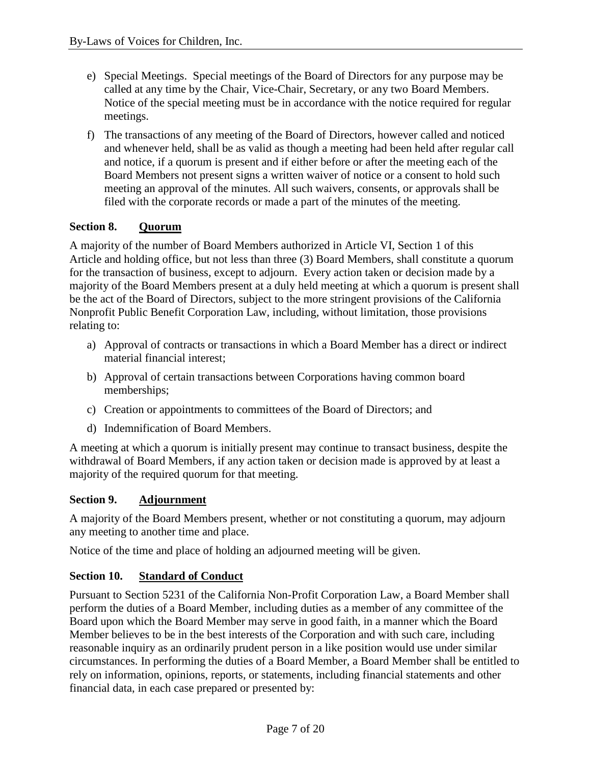e) Special Meetings. Special meetings of the Board of Directors for any purpose may be called at any time by the Chair, Vice-Chair, Secretary, or any two Board Members. Notice of the special meeting must be in accordance with the notice required for regular meetings.

f) The transactions of any meeting of the Board of Directors, however called and noticed and whenever held, shall be as valid as though a meeting had been held after regular call and notice, if a quorum is present and if either before or after the meeting each of the Board Members not present signs a written waiver of notice or a consent to hold such meeting an approval of the minutes. All such waivers, consents, or approvals shall be filed with the corporate records or made a part of the minutes of the meeting.

### Section 8. Quorum

A majority of the number of Board Members authorized in Article VI, Section 1 of this Article and holding office, but not less than three (3) Board Members, shall constitute a quorum for the transaction of business, except to adjourn. Every action taken or decision made by a majority of the Board Members present at a duly held meeting at which a quorum is present shall be the act of the Board of Directors, subject to the more stringent provisions of the California Nonprofit Public Benefit Corporation Law, including, without limitation, those provisions relating to:

a) Approval of contracts or transactions in which a Board Member has a direct or indirect material financial interest;

b) Approval of certain transactions between Corporations having common board memberships;

c) Creation or appointments to committees of the Board of Directors; and

d) Indemnification of Board Members.

A meeting at which a quorum is initially present may continue to transact business, despite the withdrawal of Board Members, if any action taken or decision made is approved by at least a majority of the required quorum for that meeting.

### Section 9. Adjournment

A majority of the Board Members present, whether or not constituting a quorum, may adjourn any meeting to another time and place.

Notice of the time and place of holding an adjourned meeting will be given.

### Section 10. Standard of Conduct

Pursuant to Section 5231 of the California Non-Profit Corporation Law, a Board Member shall perform the duties of a Board Member, including duties as a member of any committee of the Board upon which the Board Member may serve in good faith, in a manner which the Board Member believes to be in the best interests of the Corporation and with such care, including reasonable inquiry as an ordinarily prudent person in a like position would use under similar circumstances. In performing the duties of a Board Member, a Board Member shall be entitled to rely on information, opinions, reports, or statements, including financial statements and other financial data, in each case prepared or presented by: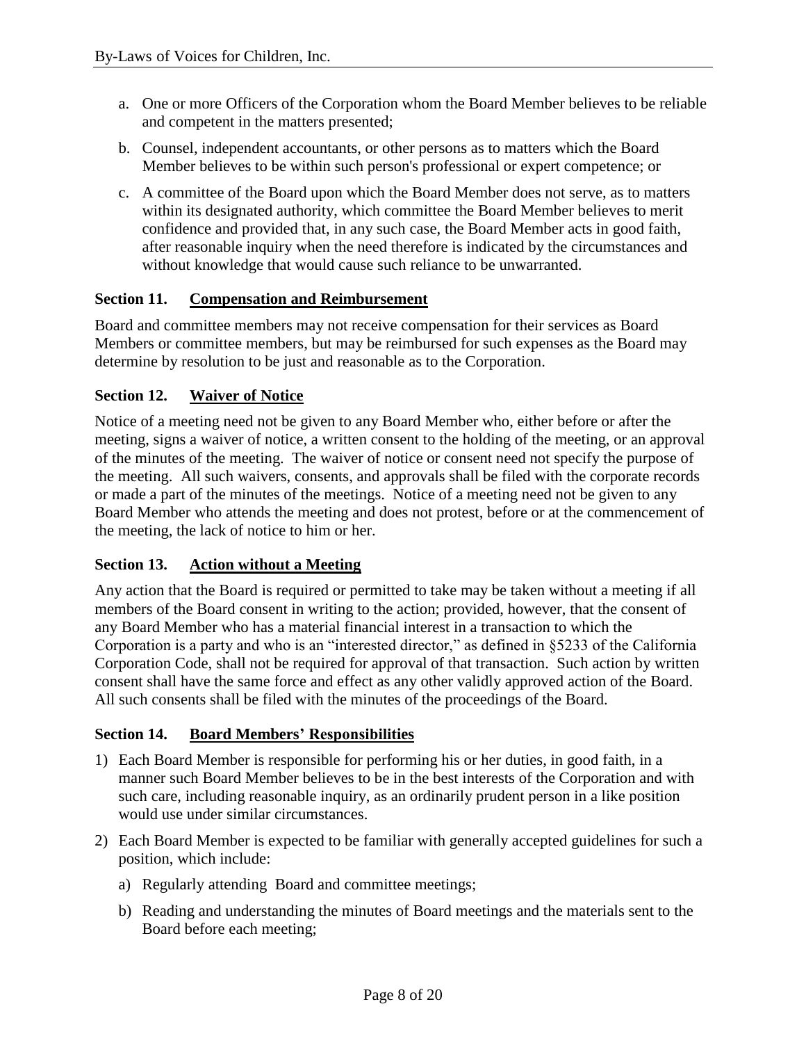a. One or more Officers of the Corporation whom the Board Member believes to be reliable and competent in the matters presented;

b. Counsel, independent accountants, or other persons as to matters which the Board Member believes to be within such person's professional or expert competence; or

c. A committee of the Board upon which the Board Member does not serve, as to matters within its designated authority, which committee the Board Member believes to merit confidence and provided that, in any such case, the Board Member acts in good faith, after reasonable inquiry when the need therefore is indicated by the circumstances and without knowledge that would cause such reliance to be unwarranted.

### Section 11. Compensation and Reimbursement

Board and committee members may not receive compensation for their services as Board Members or committee members, but may be reimbursed for such expenses as the Board may determine by resolution to be just and reasonable as to the Corporation.

### Section 12. Waiver of Notice

Notice of a meeting need not be given to any Board Member who, either before or after the meeting, signs a waiver of notice, a written consent to the holding of the meeting, or an approval of the minutes of the meeting. The waiver of notice or consent need not specify the purpose of the meeting. All such waivers, consents, and approvals shall be filed with the corporate records or made a part of the minutes of the meetings. Notice of a meeting need not be given to any Board Member who attends the meeting and does not protest, before or at the commencement of the meeting, the lack of notice to him or her.

### Section 13. Action without a Meeting

Any action that the Board is required or permitted to take may be taken without a meeting if all members of the Board consent in writing to the action; provided, however, that the consent of any Board Member who has a material financial interest in a transaction to which the Corporation is a party and who is an "interested director," as defined in §5233 of the California Corporation Code, shall not be required for approval of that transaction. Such action by written consent shall have the same force and effect as any other validly approved action of the Board. All such consents shall be filed with the minutes of the proceedings of the Board.

### Section 14. Board Members' Responsibilities

1) Each Board Member is responsible for performing his or her duties, in good faith, in a manner such Board Member believes to be in the best interests of the Corporation and with such care, including reasonable inquiry, as an ordinarily prudent person in a like position would use under similar circumstances.

2) Each Board Member is expected to be familiar with generally accepted guidelines for such a position, which include:

   a) Regularly attending Board and committee meetings;

   b) Reading and understanding the minutes of Board meetings and the materials sent to the Board before each meeting;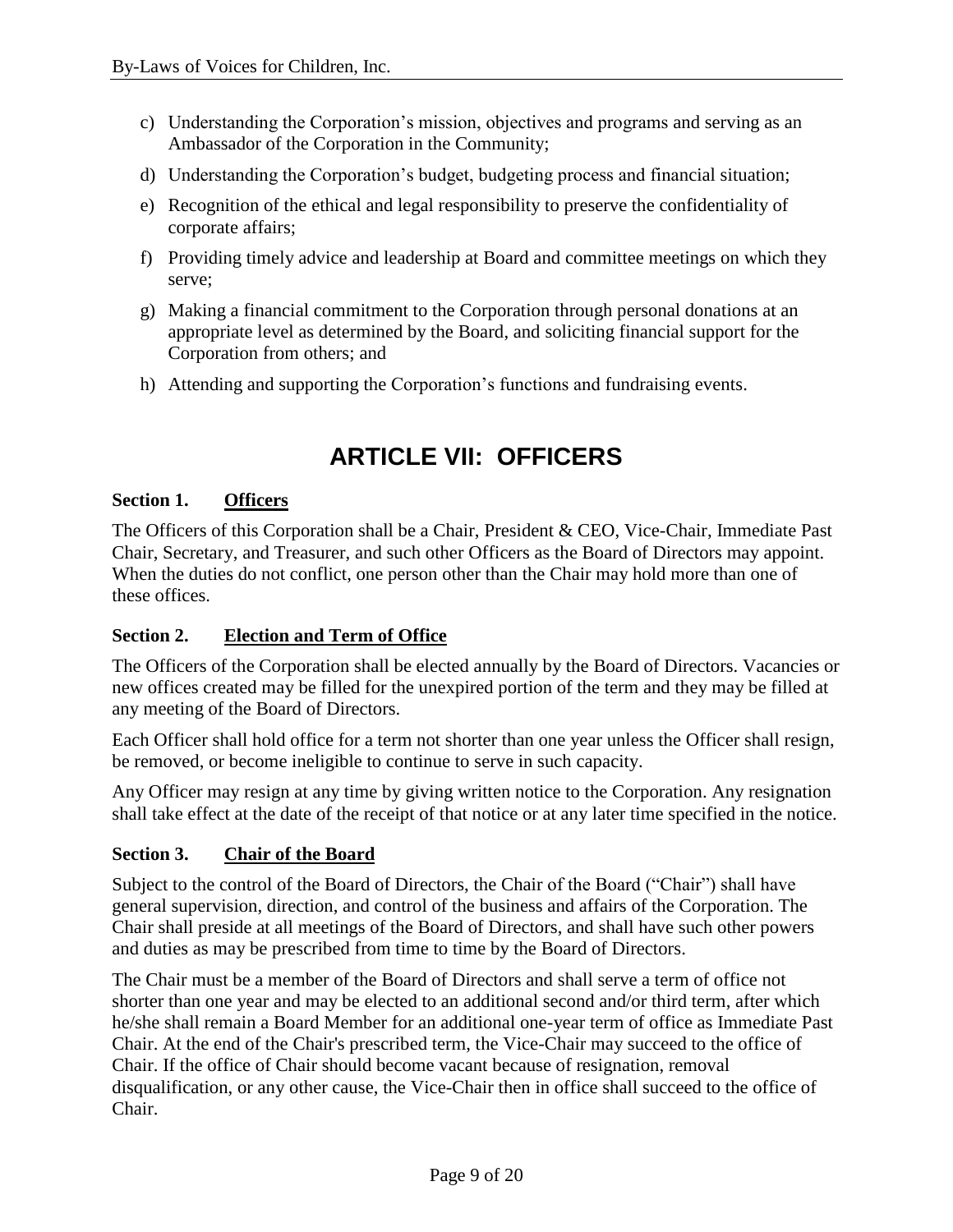c) Understanding the Corporation's mission, objectives and programs and serving as an Ambassador of the Corporation in the Community;

d) Understanding the Corporation's budget, budgeting process and financial situation;

e) Recognition of the ethical and legal responsibility to preserve the confidentiality of corporate affairs;

f) Providing timely advice and leadership at Board and committee meetings on which they serve;

g) Making a financial commitment to the Corporation through personal donations at an appropriate level as determined by the Board, and soliciting financial support for the Corporation from others; and

h) Attending and supporting the Corporation's functions and fundraising events.

# ARTICLE VII: OFFICERS

### Section 1. Officers

The Officers of this Corporation shall be a Chair, President & CEO, Vice-Chair, Immediate Past Chair, Secretary, and Treasurer, and such other Officers as the Board of Directors may appoint. When the duties do not conflict, one person other than the Chair may hold more than one of these offices.

### Section 2. Election and Term of Office

The Officers of the Corporation shall be elected annually by the Board of Directors. Vacancies or new offices created may be filled for the unexpired portion of the term and they may be filled at any meeting of the Board of Directors.

Each Officer shall hold office for a term not shorter than one year unless the Officer shall resign, be removed, or become ineligible to continue to serve in such capacity.

Any Officer may resign at any time by giving written notice to the Corporation. Any resignation shall take effect at the date of the receipt of that notice or at any later time specified in the notice.

### Section 3. Chair of the Board

Subject to the control of the Board of Directors, the Chair of the Board ("Chair") shall have general supervision, direction, and control of the business and affairs of the Corporation. The Chair shall preside at all meetings of the Board of Directors, and shall have such other powers and duties as may be prescribed from time to time by the Board of Directors.

The Chair must be a member of the Board of Directors and shall serve a term of office not shorter than one year and may be elected to an additional second and/or third term, after which he/she shall remain a Board Member for an additional one-year term of office as Immediate Past Chair. At the end of the Chair's prescribed term, the Vice-Chair may succeed to the office of Chair. If the office of Chair should become vacant because of resignation, removal disqualification, or any other cause, the Vice-Chair then in office shall succeed to the office of Chair.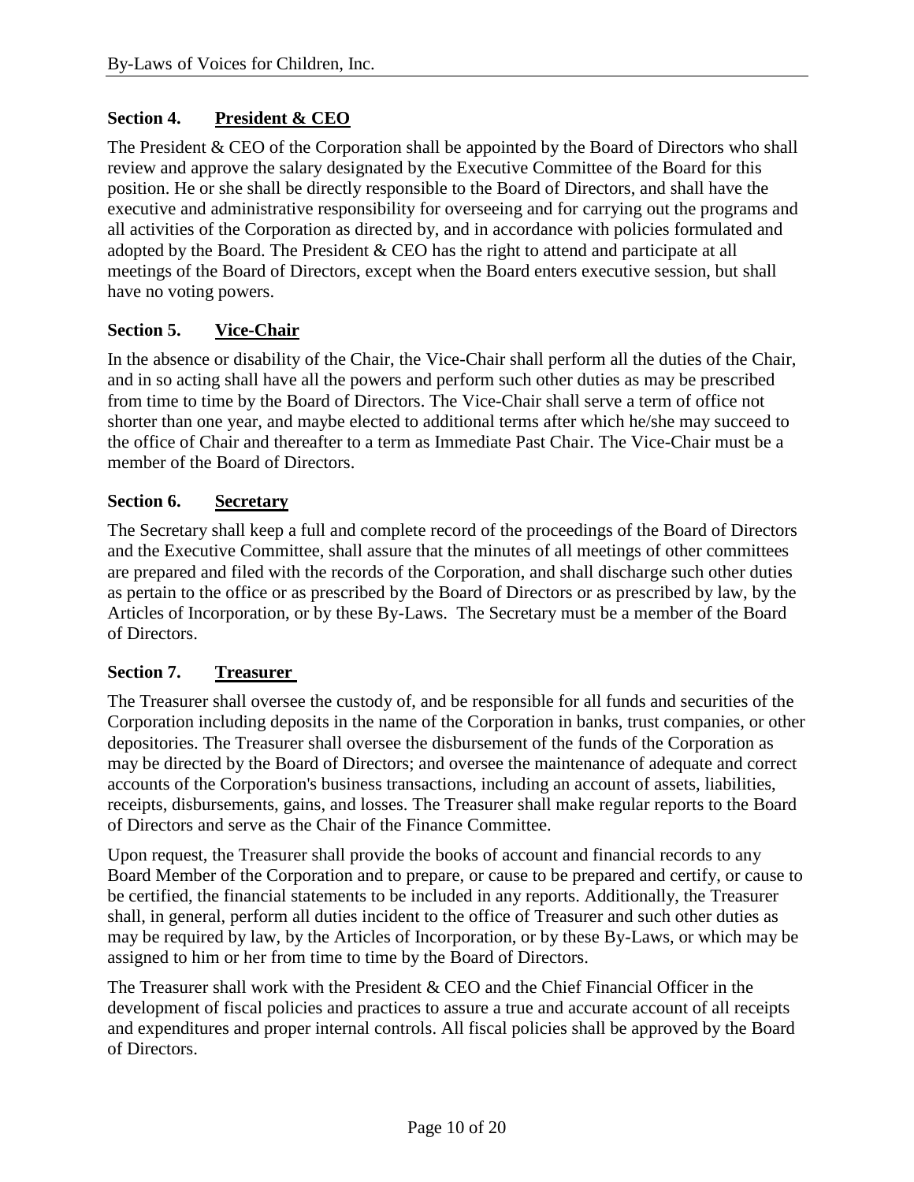### Section 4. President & CEO

The President & CEO of the Corporation shall be appointed by the Board of Directors who shall review and approve the salary designated by the Executive Committee of the Board for this position. He or she shall be directly responsible to the Board of Directors, and shall have the executive and administrative responsibility for overseeing and for carrying out the programs and all activities of the Corporation as directed by, and in accordance with policies formulated and adopted by the Board. The President & CEO has the right to attend and participate at all meetings of the Board of Directors, except when the Board enters executive session, but shall have no voting powers.

### Section 5. Vice-Chair

In the absence or disability of the Chair, the Vice-Chair shall perform all the duties of the Chair, and in so acting shall have all the powers and perform such other duties as may be prescribed from time to time by the Board of Directors. The Vice-Chair shall serve a term of office not shorter than one year, and maybe elected to additional terms after which he/she may succeed to the office of Chair and thereafter to a term as Immediate Past Chair. The Vice-Chair must be a member of the Board of Directors.

### Section 6. Secretary

The Secretary shall keep a full and complete record of the proceedings of the Board of Directors and the Executive Committee, shall assure that the minutes of all meetings of other committees are prepared and filed with the records of the Corporation, and shall discharge such other duties as pertain to the office or as prescribed by the Board of Directors or as prescribed by law, by the Articles of Incorporation, or by these By-Laws. The Secretary must be a member of the Board of Directors.

### Section 7. Treasurer

The Treasurer shall oversee the custody of, and be responsible for all funds and securities of the Corporation including deposits in the name of the Corporation in banks, trust companies, or other depositories. The Treasurer shall oversee the disbursement of the funds of the Corporation as may be directed by the Board of Directors; and oversee the maintenance of adequate and correct accounts of the Corporation's business transactions, including an account of assets, liabilities, receipts, disbursements, gains, and losses. The Treasurer shall make regular reports to the Board of Directors and serve as the Chair of the Finance Committee.

Upon request, the Treasurer shall provide the books of account and financial records to any Board Member of the Corporation and to prepare, or cause to be prepared and certify, or cause to be certified, the financial statements to be included in any reports. Additionally, the Treasurer shall, in general, perform all duties incident to the office of Treasurer and such other duties as may be required by law, by the Articles of Incorporation, or by these By-Laws, or which may be assigned to him or her from time to time by the Board of Directors.

The Treasurer shall work with the President & CEO and the Chief Financial Officer in the development of fiscal policies and practices to assure a true and accurate account of all receipts and expenditures and proper internal controls. All fiscal policies shall be approved by the Board of Directors.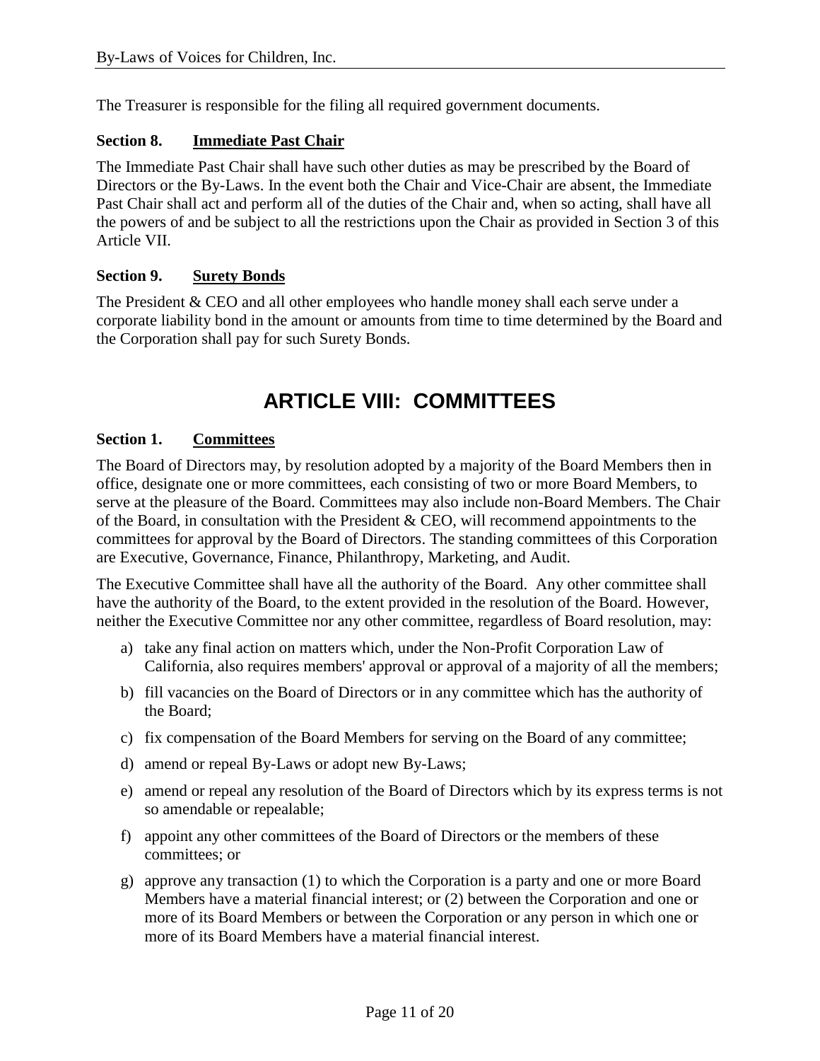The Treasurer is responsible for the filing all required government documents.

### Section 8. Immediate Past Chair

The Immediate Past Chair shall have such other duties as may be prescribed by the Board of Directors or the By-Laws. In the event both the Chair and Vice-Chair are absent, the Immediate Past Chair shall act and perform all of the duties of the Chair and, when so acting, shall have all the powers of and be subject to all the restrictions upon the Chair as provided in Section 3 of this Article VII.

### Section 9. Surety Bonds

The President & CEO and all other employees who handle money shall each serve under a corporate liability bond in the amount or amounts from time to time determined by the Board and the Corporation shall pay for such Surety Bonds.

## ARTICLE VIII: COMMITTEES

### Section 1. Committees

The Board of Directors may, by resolution adopted by a majority of the Board Members then in office, designate one or more committees, each consisting of two or more Board Members, to serve at the pleasure of the Board. Committees may also include non-Board Members. The Chair of the Board, in consultation with the President & CEO, will recommend appointments to the committees for approval by the Board of Directors. The standing committees of this Corporation are Executive, Governance, Finance, Philanthropy, Marketing, and Audit.

The Executive Committee shall have all the authority of the Board. Any other committee shall have the authority of the Board, to the extent provided in the resolution of the Board. However, neither the Executive Committee nor any other committee, regardless of Board resolution, may:

a) take any final action on matters which, under the Non-Profit Corporation Law of California, also requires members' approval or approval of a majority of all the members;
b) fill vacancies on the Board of Directors or in any committee which has the authority of the Board;
c) fix compensation of the Board Members for serving on the Board of any committee;
d) amend or repeal By-Laws or adopt new By-Laws;
e) amend or repeal any resolution of the Board of Directors which by its express terms is not so amendable or repealable;
f) appoint any other committees of the Board of Directors or the members of these committees; or
g) approve any transaction (1) to which the Corporation is a party and one or more Board Members have a material financial interest; or (2) between the Corporation and one or more of its Board Members or between the Corporation or any person in which one or more of its Board Members have a material financial interest.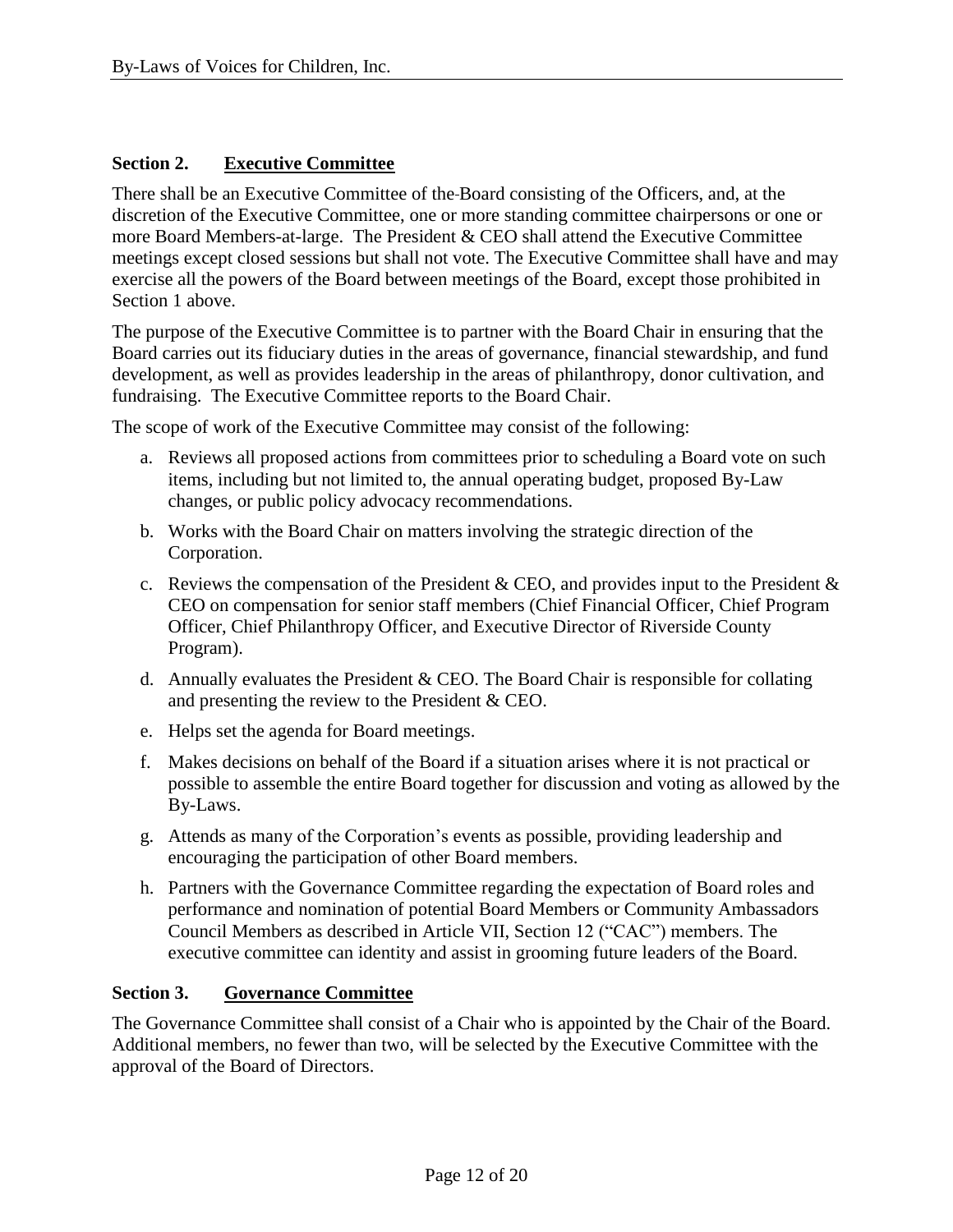### Section 2. <u>Executive Committee</u>

There shall be an Executive Committee of the Board consisting of the Officers, and, at the discretion of the Executive Committee, one or more standing committee chairpersons or one or more Board Members-at-large. The President & CEO shall attend the Executive Committee meetings except closed sessions but shall not vote. The Executive Committee shall have and may exercise all the powers of the Board between meetings of the Board, except those prohibited in Section 1 above.

The purpose of the Executive Committee is to partner with the Board Chair in ensuring that the Board carries out its fiduciary duties in the areas of governance, financial stewardship, and fund development, as well as provides leadership in the areas of philanthropy, donor cultivation, and fundraising. The Executive Committee reports to the Board Chair.

The scope of work of the Executive Committee may consist of the following:

a. Reviews all proposed actions from committees prior to scheduling a Board vote on such items, including but not limited to, the annual operating budget, proposed By-Law changes, or public policy advocacy recommendations.

b. Works with the Board Chair on matters involving the strategic direction of the Corporation.

c. Reviews the compensation of the President & CEO, and provides input to the President & CEO on compensation for senior staff members (Chief Financial Officer, Chief Program Officer, Chief Philanthropy Officer, and Executive Director of Riverside County Program).

d. Annually evaluates the President & CEO. The Board Chair is responsible for collating and presenting the review to the President & CEO.

e. Helps set the agenda for Board meetings.

f. Makes decisions on behalf of the Board if a situation arises where it is not practical or possible to assemble the entire Board together for discussion and voting as allowed by the By-Laws.

g. Attends as many of the Corporation's events as possible, providing leadership and encouraging the participation of other Board members.

h. Partners with the Governance Committee regarding the expectation of Board roles and performance and nomination of potential Board Members or Community Ambassadors Council Members as described in Article VII, Section 12 ("CAC") members. The executive committee can identity and assist in grooming future leaders of the Board.

### Section 3. <u>Governance Committee</u>

The Governance Committee shall consist of a Chair who is appointed by the Chair of the Board. Additional members, no fewer than two, will be selected by the Executive Committee with the approval of the Board of Directors.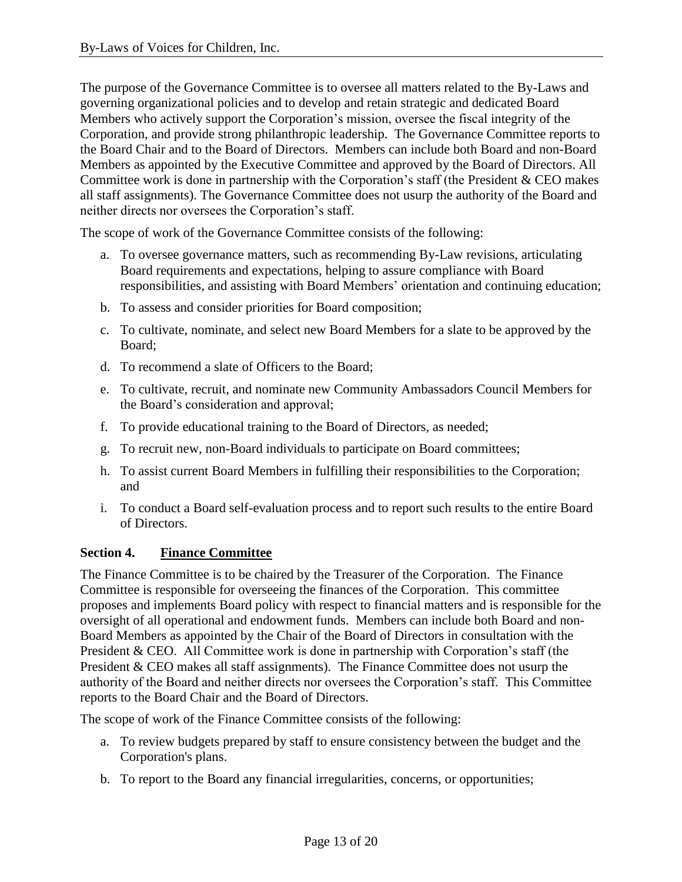The purpose of the Governance Committee is to oversee all matters related to the By-Laws and governing organizational policies and to develop and retain strategic and dedicated Board Members who actively support the Corporation's mission, oversee the fiscal integrity of the Corporation, and provide strong philanthropic leadership. The Governance Committee reports to the Board Chair and to the Board of Directors. Members can include both Board and non-Board Members as appointed by the Executive Committee and approved by the Board of Directors. All Committee work is done in partnership with the Corporation's staff (the President & CEO makes all staff assignments). The Governance Committee does not usurp the authority of the Board and neither directs nor oversees the Corporation's staff.

The scope of work of the Governance Committee consists of the following:

a. To oversee governance matters, such as recommending By-Law revisions, articulating Board requirements and expectations, helping to assure compliance with Board responsibilities, and assisting with Board Members' orientation and continuing education;

b. To assess and consider priorities for Board composition;

c. To cultivate, nominate, and select new Board Members for a slate to be approved by the Board;

d. To recommend a slate of Officers to the Board;

e. To cultivate, recruit, and nominate new Community Ambassadors Council Members for the Board's consideration and approval;

f. To provide educational training to the Board of Directors, as needed;

g. To recruit new, non-Board individuals to participate on Board committees;

h. To assist current Board Members in fulfilling their responsibilities to the Corporation; and

i. To conduct a Board self-evaluation process and to report such results to the entire Board of Directors.

### Section 4. Finance Committee

The Finance Committee is to be chaired by the Treasurer of the Corporation. The Finance Committee is responsible for overseeing the finances of the Corporation. This committee proposes and implements Board policy with respect to financial matters and is responsible for the oversight of all operational and endowment funds. Members can include both Board and non-Board Members as appointed by the Chair of the Board of Directors in consultation with the President & CEO. All Committee work is done in partnership with Corporation's staff (the President & CEO makes all staff assignments). The Finance Committee does not usurp the authority of the Board and neither directs nor oversees the Corporation's staff. This Committee reports to the Board Chair and the Board of Directors.

The scope of work of the Finance Committee consists of the following:

a. To review budgets prepared by staff to ensure consistency between the budget and the Corporation's plans.

b. To report to the Board any financial irregularities, concerns, or opportunities;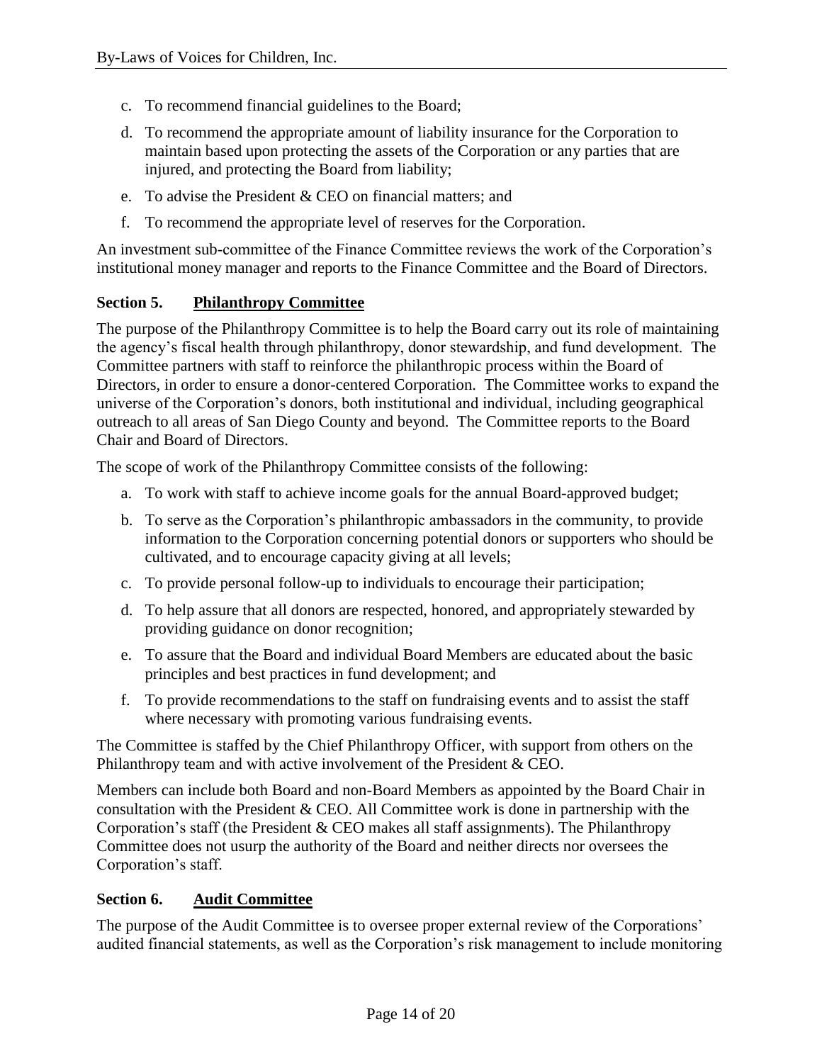c. To recommend financial guidelines to the Board;

d. To recommend the appropriate amount of liability insurance for the Corporation to maintain based upon protecting the assets of the Corporation or any parties that are injured, and protecting the Board from liability;

e. To advise the President & CEO on financial matters; and

f. To recommend the appropriate level of reserves for the Corporation.

An investment sub-committee of the Finance Committee reviews the work of the Corporation's institutional money manager and reports to the Finance Committee and the Board of Directors.

### Section 5. Philanthropy Committee

The purpose of the Philanthropy Committee is to help the Board carry out its role of maintaining the agency's fiscal health through philanthropy, donor stewardship, and fund development. The Committee partners with staff to reinforce the philanthropic process within the Board of Directors, in order to ensure a donor-centered Corporation. The Committee works to expand the universe of the Corporation's donors, both institutional and individual, including geographical outreach to all areas of San Diego County and beyond. The Committee reports to the Board Chair and Board of Directors.

The scope of work of the Philanthropy Committee consists of the following:

a. To work with staff to achieve income goals for the annual Board-approved budget;

b. To serve as the Corporation's philanthropic ambassadors in the community, to provide information to the Corporation concerning potential donors or supporters who should be cultivated, and to encourage capacity giving at all levels;

c. To provide personal follow-up to individuals to encourage their participation;

d. To help assure that all donors are respected, honored, and appropriately stewarded by providing guidance on donor recognition;

e. To assure that the Board and individual Board Members are educated about the basic principles and best practices in fund development; and

f. To provide recommendations to the staff on fundraising events and to assist the staff where necessary with promoting various fundraising events.

The Committee is staffed by the Chief Philanthropy Officer, with support from others on the Philanthropy team and with active involvement of the President & CEO.

Members can include both Board and non-Board Members as appointed by the Board Chair in consultation with the President & CEO. All Committee work is done in partnership with the Corporation's staff (the President & CEO makes all staff assignments). The Philanthropy Committee does not usurp the authority of the Board and neither directs nor oversees the Corporation's staff.

### Section 6. Audit Committee

The purpose of the Audit Committee is to oversee proper external review of the Corporations' audited financial statements, as well as the Corporation's risk management to include monitoring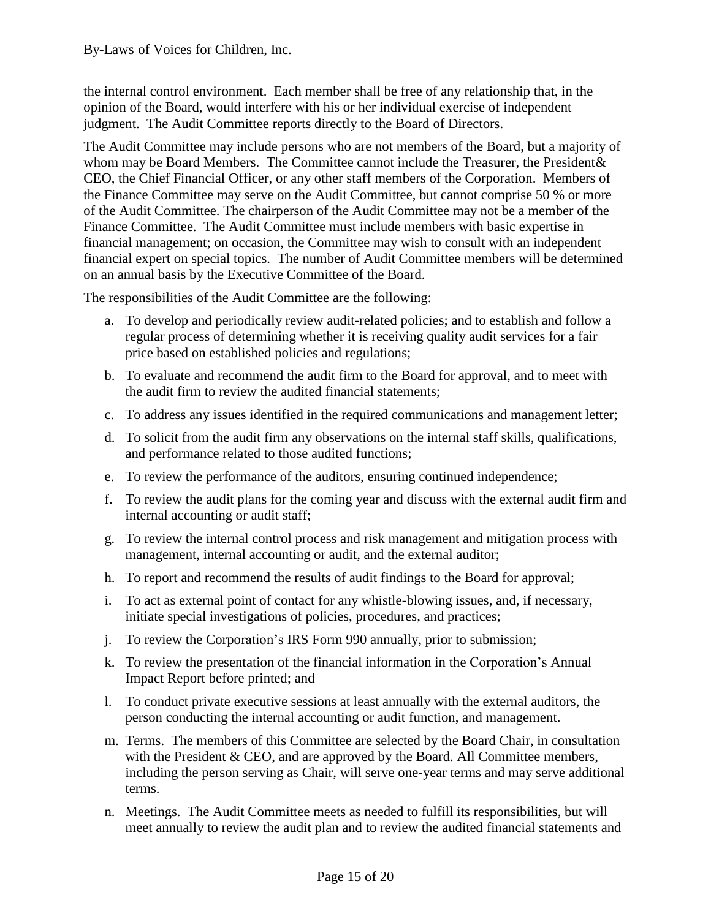the internal control environment. Each member shall be free of any relationship that, in the opinion of the Board, would interfere with his or her individual exercise of independent judgment. The Audit Committee reports directly to the Board of Directors.

The Audit Committee may include persons who are not members of the Board, but a majority of whom may be Board Members. The Committee cannot include the Treasurer, the President& CEO, the Chief Financial Officer, or any other staff members of the Corporation. Members of the Finance Committee may serve on the Audit Committee, but cannot comprise 50 % or more of the Audit Committee. The chairperson of the Audit Committee may not be a member of the Finance Committee. The Audit Committee must include members with basic expertise in financial management; on occasion, the Committee may wish to consult with an independent financial expert on special topics. The number of Audit Committee members will be determined on an annual basis by the Executive Committee of the Board.

The responsibilities of the Audit Committee are the following:

a. To develop and periodically review audit-related policies; and to establish and follow a regular process of determining whether it is receiving quality audit services for a fair price based on established policies and regulations;
b. To evaluate and recommend the audit firm to the Board for approval, and to meet with the audit firm to review the audited financial statements;
c. To address any issues identified in the required communications and management letter;
d. To solicit from the audit firm any observations on the internal staff skills, qualifications, and performance related to those audited functions;
e. To review the performance of the auditors, ensuring continued independence;
f. To review the audit plans for the coming year and discuss with the external audit firm and internal accounting or audit staff;
g. To review the internal control process and risk management and mitigation process with management, internal accounting or audit, and the external auditor;
h. To report and recommend the results of audit findings to the Board for approval;
i. To act as external point of contact for any whistle-blowing issues, and, if necessary, initiate special investigations of policies, procedures, and practices;
j. To review the Corporation's IRS Form 990 annually, prior to submission;
k. To review the presentation of the financial information in the Corporation's Annual Impact Report before printed; and
l. To conduct private executive sessions at least annually with the external auditors, the person conducting the internal accounting or audit function, and management.
m. Terms. The members of this Committee are selected by the Board Chair, in consultation with the President & CEO, and are approved by the Board. All Committee members, including the person serving as Chair, will serve one-year terms and may serve additional terms.
n. Meetings. The Audit Committee meets as needed to fulfill its responsibilities, but will meet annually to review the audit plan and to review the audited financial statements and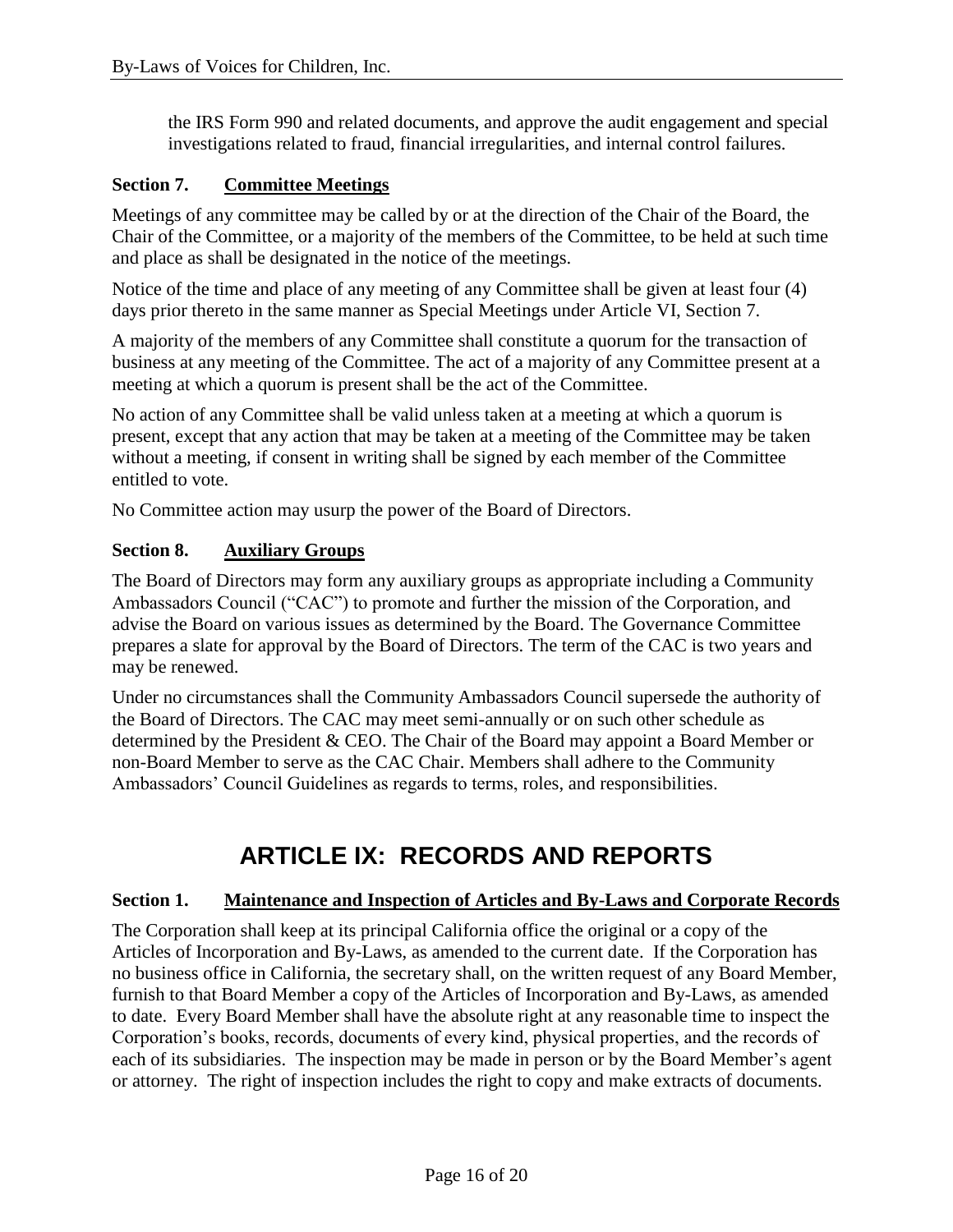the IRS Form 990 and related documents, and approve the audit engagement and special investigations related to fraud, financial irregularities, and internal control failures.

### Section 7. Committee Meetings

Meetings of any committee may be called by or at the direction of the Chair of the Board, the Chair of the Committee, or a majority of the members of the Committee, to be held at such time and place as shall be designated in the notice of the meetings.

Notice of the time and place of any meeting of any Committee shall be given at least four (4) days prior thereto in the same manner as Special Meetings under Article VI, Section 7.

A majority of the members of any Committee shall constitute a quorum for the transaction of business at any meeting of the Committee. The act of a majority of any Committee present at a meeting at which a quorum is present shall be the act of the Committee.

No action of any Committee shall be valid unless taken at a meeting at which a quorum is present, except that any action that may be taken at a meeting of the Committee may be taken without a meeting, if consent in writing shall be signed by each member of the Committee entitled to vote.

No Committee action may usurp the power of the Board of Directors.

### Section 8. Auxiliary Groups

The Board of Directors may form any auxiliary groups as appropriate including a Community Ambassadors Council ("CAC") to promote and further the mission of the Corporation, and advise the Board on various issues as determined by the Board. The Governance Committee prepares a slate for approval by the Board of Directors. The term of the CAC is two years and may be renewed.

Under no circumstances shall the Community Ambassadors Council supersede the authority of the Board of Directors. The CAC may meet semi-annually or on such other schedule as determined by the President & CEO. The Chair of the Board may appoint a Board Member or non-Board Member to serve as the CAC Chair. Members shall adhere to the Community Ambassadors' Council Guidelines as regards to terms, roles, and responsibilities.

## ARTICLE IX: RECORDS AND REPORTS

### Section 1. Maintenance and Inspection of Articles and By-Laws and Corporate Records

The Corporation shall keep at its principal California office the original or a copy of the Articles of Incorporation and By-Laws, as amended to the current date. If the Corporation has no business office in California, the secretary shall, on the written request of any Board Member, furnish to that Board Member a copy of the Articles of Incorporation and By-Laws, as amended to date. Every Board Member shall have the absolute right at any reasonable time to inspect the Corporation's books, records, documents of every kind, physical properties, and the records of each of its subsidiaries. The inspection may be made in person or by the Board Member's agent or attorney. The right of inspection includes the right to copy and make extracts of documents.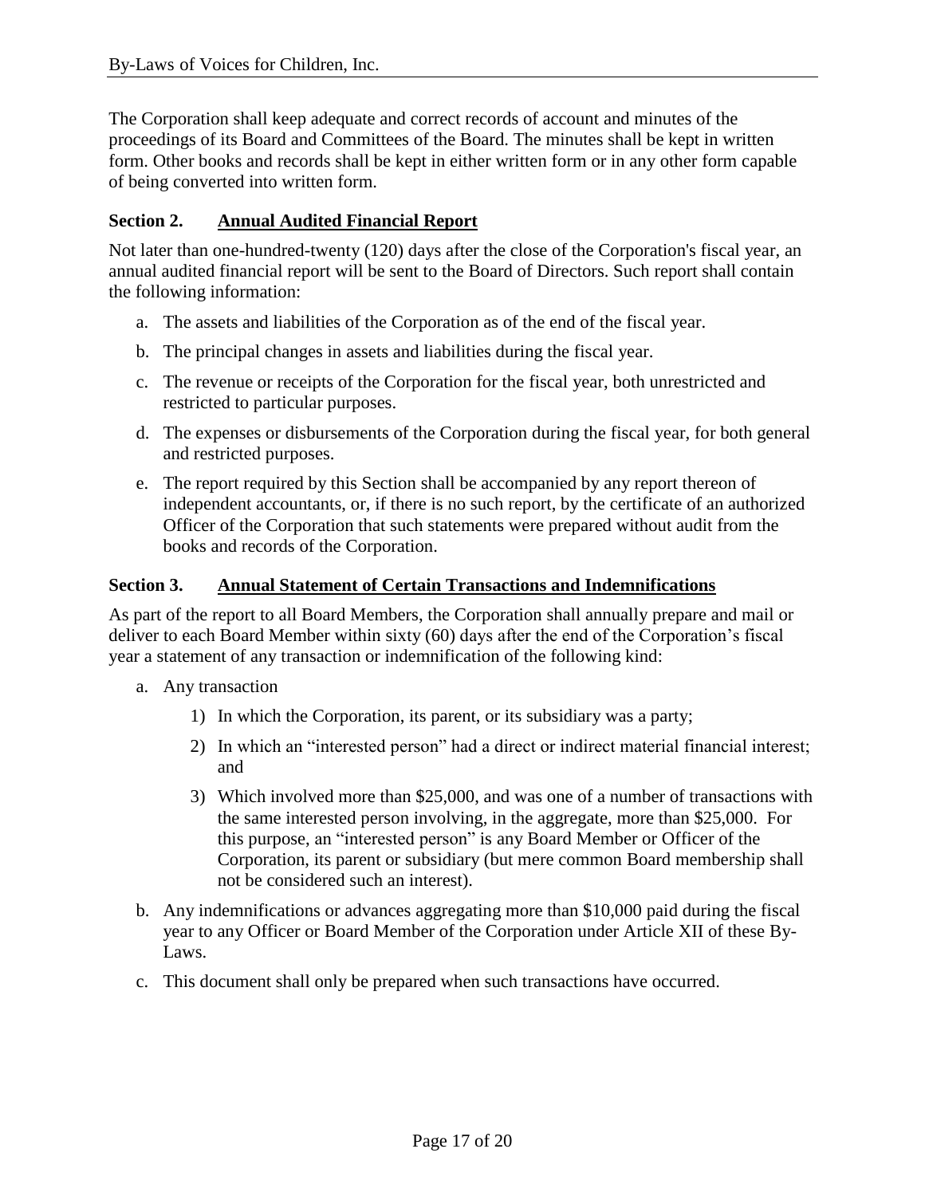The Corporation shall keep adequate and correct records of account and minutes of the proceedings of its Board and Committees of the Board. The minutes shall be kept in written form. Other books and records shall be kept in either written form or in any other form capable of being converted into written form.

### Section 2. Annual Audited Financial Report

Not later than one-hundred-twenty (120) days after the close of the Corporation's fiscal year, an annual audited financial report will be sent to the Board of Directors. Such report shall contain the following information:

a. The assets and liabilities of the Corporation as of the end of the fiscal year.

b. The principal changes in assets and liabilities during the fiscal year.

c. The revenue or receipts of the Corporation for the fiscal year, both unrestricted and restricted to particular purposes.

d. The expenses or disbursements of the Corporation during the fiscal year, for both general and restricted purposes.

e. The report required by this Section shall be accompanied by any report thereon of independent accountants, or, if there is no such report, by the certificate of an authorized Officer of the Corporation that such statements were prepared without audit from the books and records of the Corporation.

### Section 3. Annual Statement of Certain Transactions and Indemnifications

As part of the report to all Board Members, the Corporation shall annually prepare and mail or deliver to each Board Member within sixty (60) days after the end of the Corporation's fiscal year a statement of any transaction or indemnification of the following kind:

a. Any transaction

   1) In which the Corporation, its parent, or its subsidiary was a party;

   2) In which an "interested person" had a direct or indirect material financial interest; and

   3) Which involved more than $25,000, and was one of a number of transactions with the same interested person involving, in the aggregate, more than $25,000. For this purpose, an "interested person" is any Board Member or Officer of the Corporation, its parent or subsidiary (but mere common Board membership shall not be considered such an interest).

b. Any indemnifications or advances aggregating more than $10,000 paid during the fiscal year to any Officer or Board Member of the Corporation under Article XII of these By-Laws.

c. This document shall only be prepared when such transactions have occurred.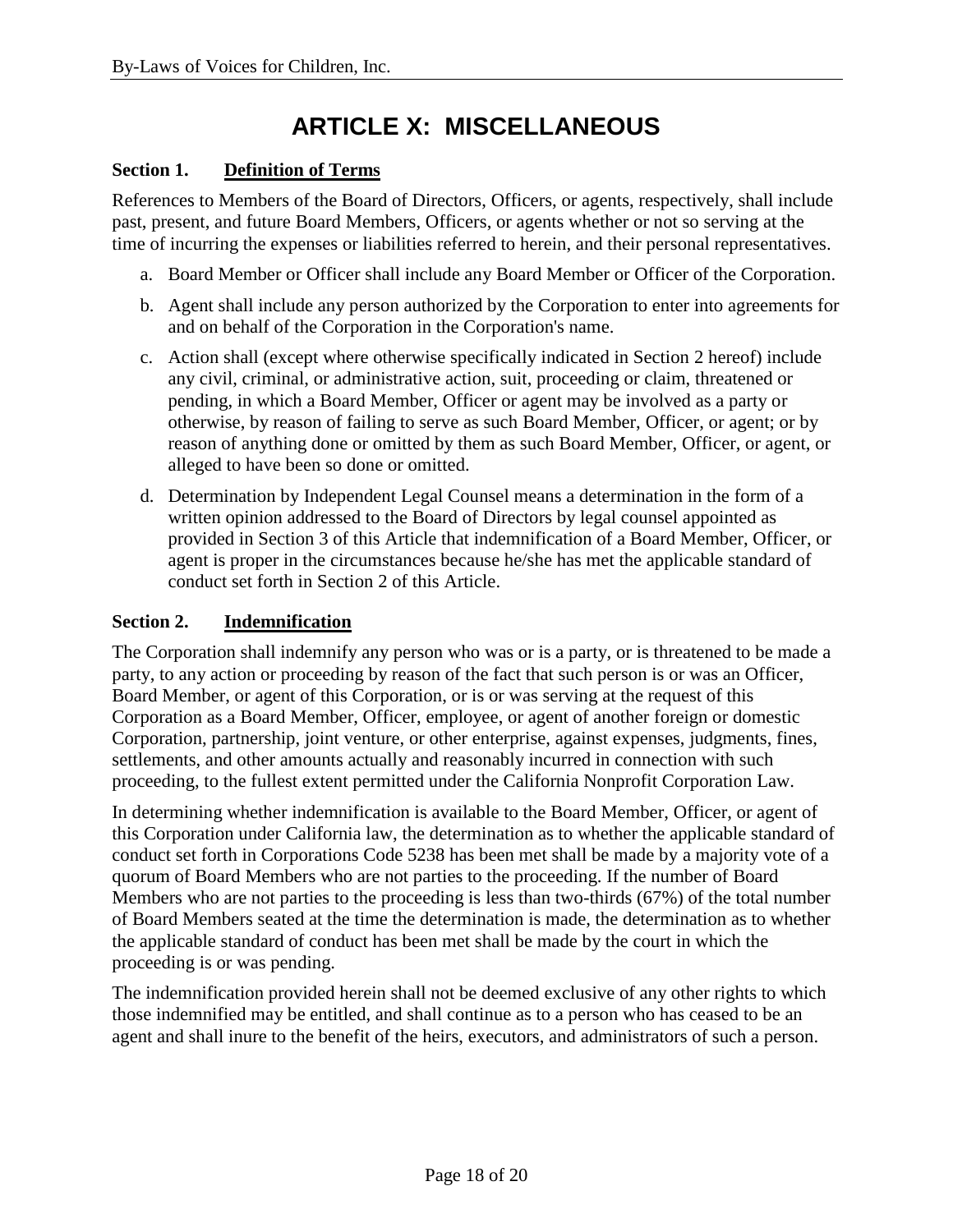# ARTICLE X: MISCELLANEOUS

**Section 1. <u>Definition of Terms</u>**

References to Members of the Board of Directors, Officers, or agents, respectively, shall include past, present, and future Board Members, Officers, or agents whether or not so serving at the time of incurring the expenses or liabilities referred to herein, and their personal representatives.

a. Board Member or Officer shall include any Board Member or Officer of the Corporation.

b. Agent shall include any person authorized by the Corporation to enter into agreements for and on behalf of the Corporation in the Corporation's name.

c. Action shall (except where otherwise specifically indicated in Section 2 hereof) include any civil, criminal, or administrative action, suit, proceeding or claim, threatened or pending, in which a Board Member, Officer or agent may be involved as a party or otherwise, by reason of failing to serve as such Board Member, Officer, or agent; or by reason of anything done or omitted by them as such Board Member, Officer, or agent, or alleged to have been so done or omitted.

d. Determination by Independent Legal Counsel means a determination in the form of a written opinion addressed to the Board of Directors by legal counsel appointed as provided in Section 3 of this Article that indemnification of a Board Member, Officer, or agent is proper in the circumstances because he/she has met the applicable standard of conduct set forth in Section 2 of this Article.

**Section 2. <u>Indemnification</u>**

The Corporation shall indemnify any person who was or is a party, or is threatened to be made a party, to any action or proceeding by reason of the fact that such person is or was an Officer, Board Member, or agent of this Corporation, or is or was serving at the request of this Corporation as a Board Member, Officer, employee, or agent of another foreign or domestic Corporation, partnership, joint venture, or other enterprise, against expenses, judgments, fines, settlements, and other amounts actually and reasonably incurred in connection with such proceeding, to the fullest extent permitted under the California Nonprofit Corporation Law.

In determining whether indemnification is available to the Board Member, Officer, or agent of this Corporation under California law, the determination as to whether the applicable standard of conduct set forth in Corporations Code 5238 has been met shall be made by a majority vote of a quorum of Board Members who are not parties to the proceeding. If the number of Board Members who are not parties to the proceeding is less than two-thirds (67%) of the total number of Board Members seated at the time the determination is made, the determination as to whether the applicable standard of conduct has been met shall be made by the court in which the proceeding is or was pending.

The indemnification provided herein shall not be deemed exclusive of any other rights to which those indemnified may be entitled, and shall continue as to a person who has ceased to be an agent and shall inure to the benefit of the heirs, executors, and administrators of such a person.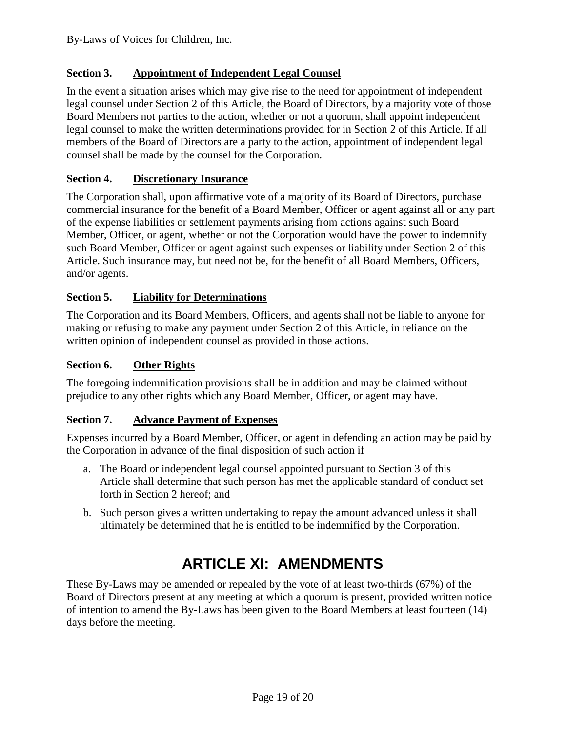### Section 3. Appointment of Independent Legal Counsel

In the event a situation arises which may give rise to the need for appointment of independent legal counsel under Section 2 of this Article, the Board of Directors, by a majority vote of those Board Members not parties to the action, whether or not a quorum, shall appoint independent legal counsel to make the written determinations provided for in Section 2 of this Article. If all members of the Board of Directors are a party to the action, appointment of independent legal counsel shall be made by the counsel for the Corporation.

### Section 4. Discretionary Insurance

The Corporation shall, upon affirmative vote of a majority of its Board of Directors, purchase commercial insurance for the benefit of a Board Member, Officer or agent against all or any part of the expense liabilities or settlement payments arising from actions against such Board Member, Officer, or agent, whether or not the Corporation would have the power to indemnify such Board Member, Officer or agent against such expenses or liability under Section 2 of this Article. Such insurance may, but need not be, for the benefit of all Board Members, Officers, and/or agents.

### Section 5. Liability for Determinations

The Corporation and its Board Members, Officers, and agents shall not be liable to anyone for making or refusing to make any payment under Section 2 of this Article, in reliance on the written opinion of independent counsel as provided in those actions.

### Section 6. Other Rights

The foregoing indemnification provisions shall be in addition and may be claimed without prejudice to any other rights which any Board Member, Officer, or agent may have.

### Section 7. Advance Payment of Expenses

Expenses incurred by a Board Member, Officer, or agent in defending an action may be paid by the Corporation in advance of the final disposition of such action if

a. The Board or independent legal counsel appointed pursuant to Section 3 of this Article shall determine that such person has met the applicable standard of conduct set forth in Section 2 hereof; and

b. Such person gives a written undertaking to repay the amount advanced unless it shall ultimately be determined that he is entitled to be indemnified by the Corporation.

# ARTICLE XI: AMENDMENTS

These By-Laws may be amended or repealed by the vote of at least two-thirds (67%) of the Board of Directors present at any meeting at which a quorum is present, provided written notice of intention to amend the By-Laws has been given to the Board Members at least fourteen (14) days before the meeting.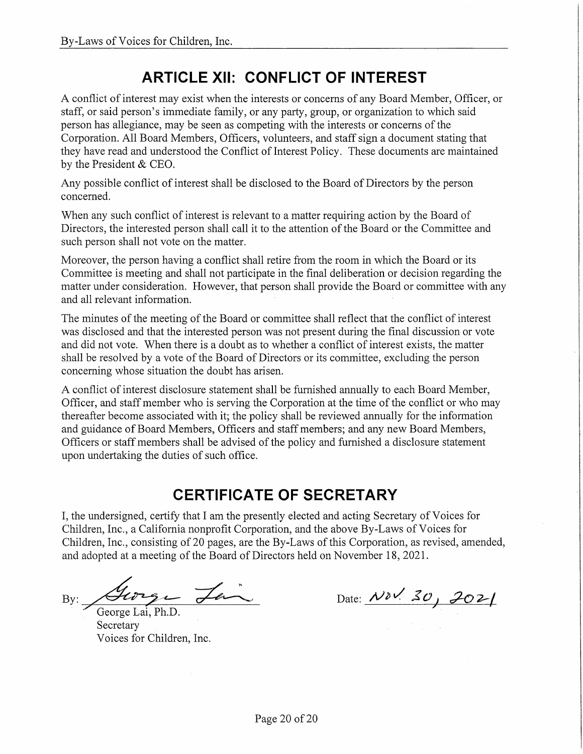## ARTICLE XII: CONFLICT OF INTEREST

A conflict of interest may exist when the interests or concerns of any Board Member, Officer, or staff, or said person's immediate family, or any party, group, or organization to which said person has allegiance, may be seen as competing with the interests or concerns of the Corporation. All Board Members, Officers, volunteers, and staff sign a document stating that they have read and understood the Conflict of Interest Policy. These documents are maintained by the President & CEO.

Any possible conflict of interest shall be disclosed to the Board of Directors by the person concerned.

When any such conflict of interest is relevant to a matter requiring action by the Board of Directors, the interested person shall call it to the attention of the Board or the Committee and such person shall not vote on the matter.

Moreover, the person having a conflict shall retire from the room in which the Board or its Committee is meeting and shall not participate in the final deliberation or decision regarding the matter under consideration. However, that person shall provide the Board or committee with any and all relevant information.

The minutes of the meeting of the Board or committee shall reflect that the conflict of interest was disclosed and that the interested person was not present during the final discussion or vote and did not vote. When there is a doubt as to whether a conflict of interest exists, the matter shall be resolved by a vote of the Board of Directors or its committee, excluding the person concerning whose situation the doubt has arisen.

A conflict of interest disclosure statement shall be furnished annually to each Board Member, Officer, and staff member who is serving the Corporation at the time of the conflict or who may thereafter become associated with it; the policy shall be reviewed annually for the information and guidance of Board Members, Officers and staff members; and any new Board Members, Officers or staff members shall be advised of the policy and furnished a disclosure statement upon undertaking the duties of such office.

## CERTIFICATE OF SECRETARY

I, the undersigned, certify that I am the presently elected and acting Secretary of Voices for Children, Inc., a California nonprofit Corporation, and the above By-Laws of Voices for Children, Inc., consisting of 20 pages, are the By-Laws of this Corporation, as revised, amended, and adopted at a meeting of the Board of Directors held on November 18, 2021.

By: *George Lai*

George Lai, Ph.D.
Secretary
Voices for Children, Inc.

Date: *Nov. 30, 2021*